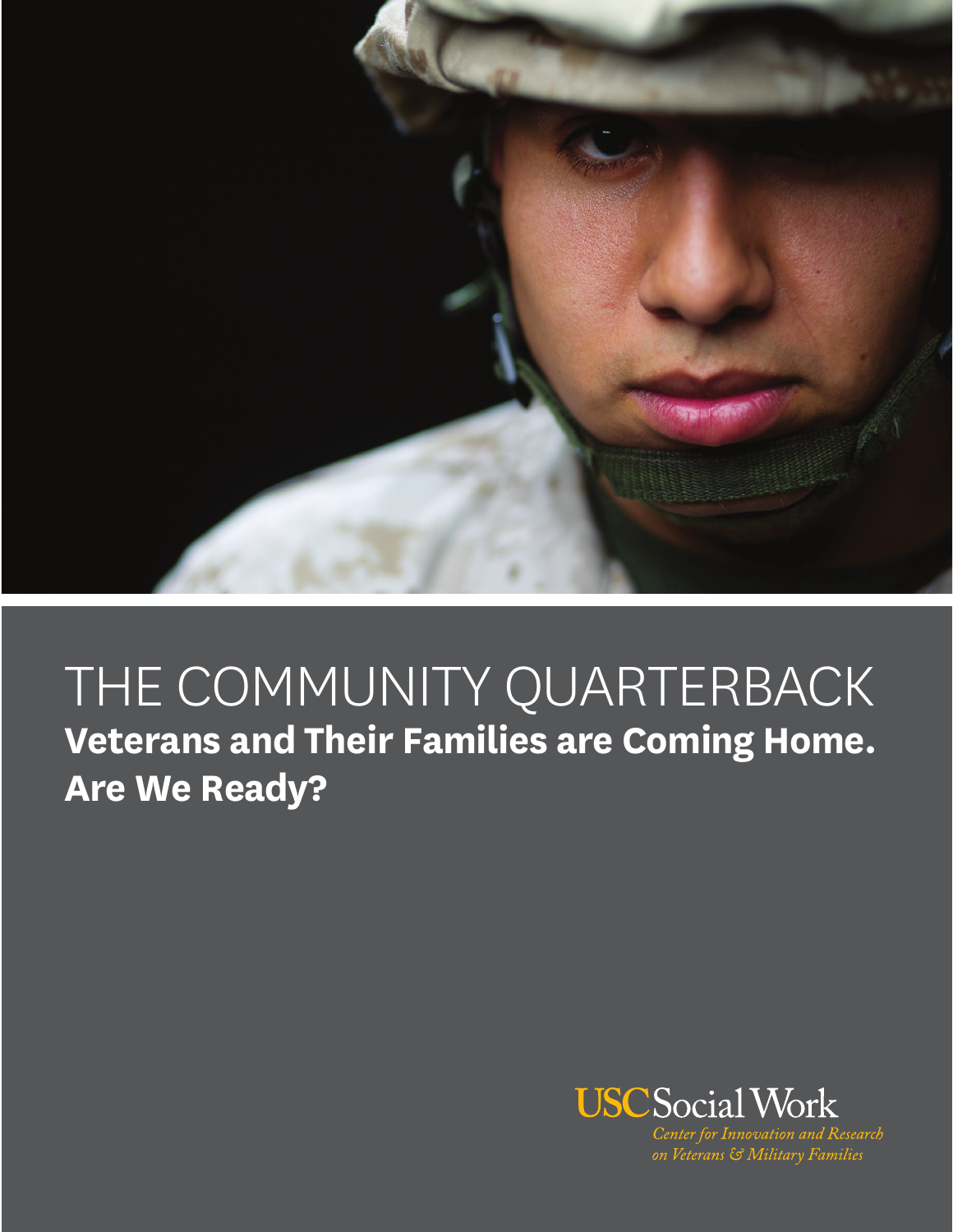# THE COMMUNITY QUARTERBACK

**Veterans and Their Families are Coming Home. Are We Ready?**

USC Social Work

*Center for Innovation and Research on Veterans & Military Families*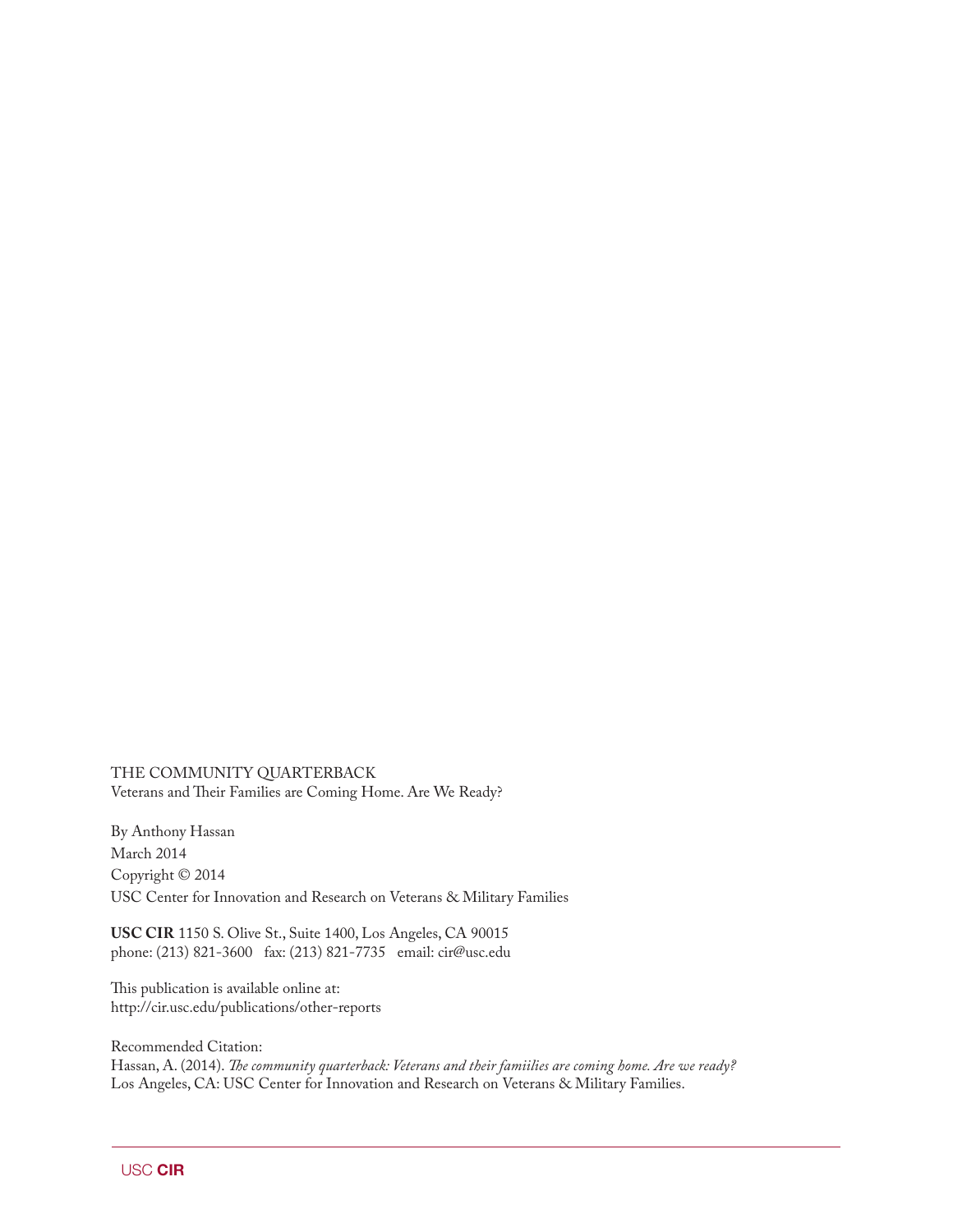THE COMMUNITY QUARTERBACK
Veterans and Their Families are Coming Home. Are We Ready?

By Anthony Hassan
March 2014
Copyright © 2014
USC Center for Innovation and Research on Veterans & Military Families

**USC CIR** 1150 S. Olive St., Suite 1400, Los Angeles, CA 90015
phone: (213) 821-3600 fax: (213) 821-7735 email: cir@usc.edu

This publication is available online at:
http://cir.usc.edu/publications/other-reports

Recommended Citation:
Hassan, A. (2014). *The community quarterback: Veterans and their famiilies are coming home. Are we ready?* Los Angeles, CA: USC Center for Innovation and Research on Veterans & Military Families.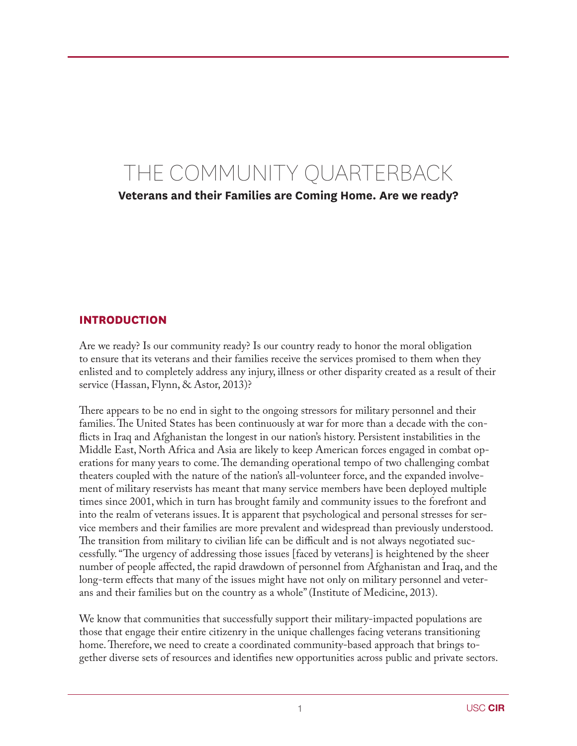# THE COMMUNITY QUARTERBACK

**Veterans and their Families are Coming Home. Are we ready?**

## INTRODUCTION

Are we ready? Is our community ready? Is our country ready to honor the moral obligation to ensure that its veterans and their families receive the services promised to them when they enlisted and to completely address any injury, illness or other disparity created as a result of their service (Hassan, Flynn, & Astor, 2013)?

There appears to be no end in sight to the ongoing stressors for military personnel and their families. The United States has been continuously at war for more than a decade with the conflicts in Iraq and Afghanistan the longest in our nation's history. Persistent instabilities in the Middle East, North Africa and Asia are likely to keep American forces engaged in combat operations for many years to come. The demanding operational tempo of two challenging combat theaters coupled with the nature of the nation's all-volunteer force, and the expanded involvement of military reservists has meant that many service members have been deployed multiple times since 2001, which in turn has brought family and community issues to the forefront and into the realm of veterans issues. It is apparent that psychological and personal stresses for service members and their families are more prevalent and widespread than previously understood. The transition from military to civilian life can be difficult and is not always negotiated successfully. "The urgency of addressing those issues [faced by veterans] is heightened by the sheer number of people affected, the rapid drawdown of personnel from Afghanistan and Iraq, and the long-term effects that many of the issues might have not only on military personnel and veterans and their families but on the country as a whole" (Institute of Medicine, 2013).

We know that communities that successfully support their military-impacted populations are those that engage their entire citizenry in the unique challenges facing veterans transitioning home. Therefore, we need to create a coordinated community-based approach that brings together diverse sets of resources and identifies new opportunities across public and private sectors.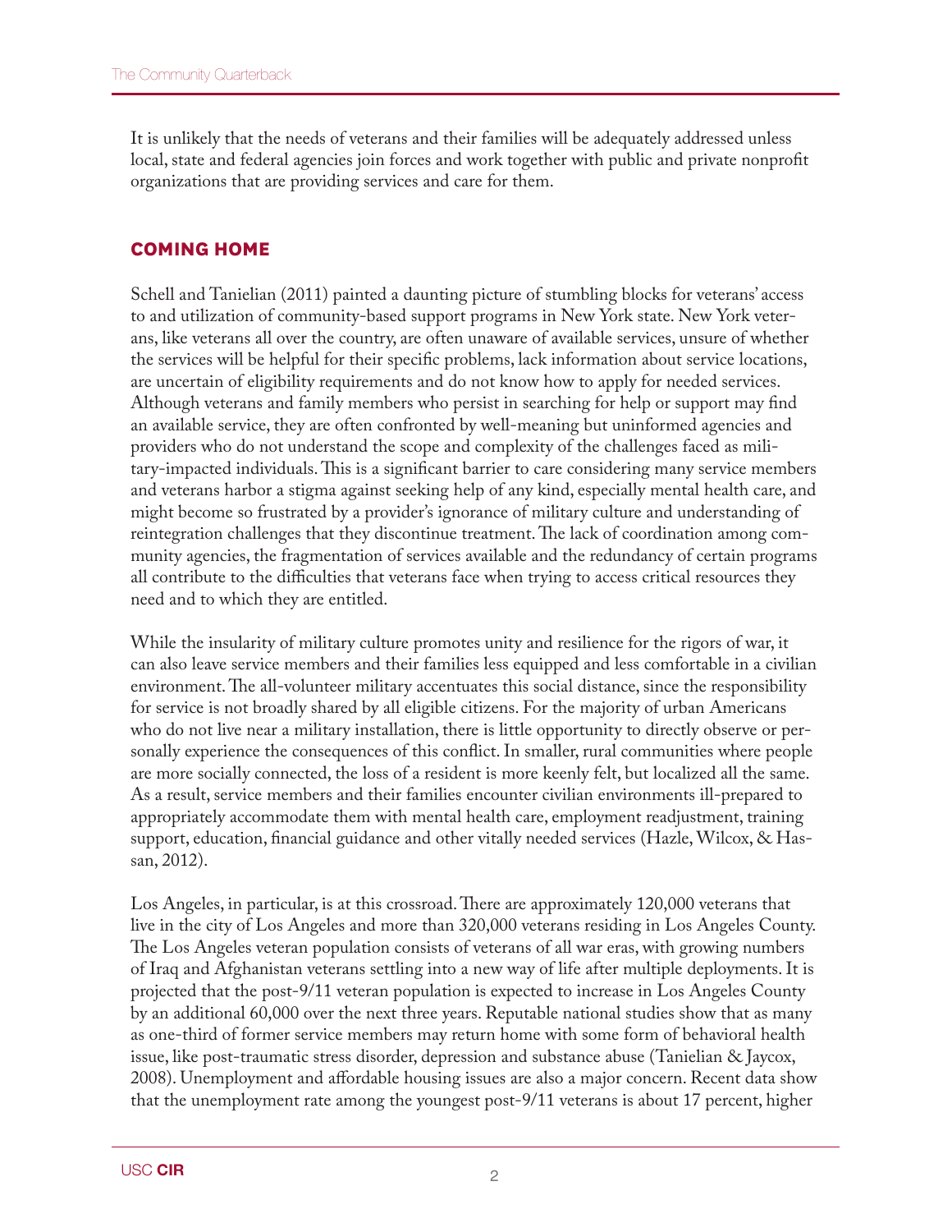It is unlikely that the needs of veterans and their families will be adequately addressed unless local, state and federal agencies join forces and work together with public and private nonprofit organizations that are providing services and care for them.

## COMING HOME

Schell and Tanielian (2011) painted a daunting picture of stumbling blocks for veterans' access to and utilization of community-based support programs in New York state. New York veterans, like veterans all over the country, are often unaware of available services, unsure of whether the services will be helpful for their specific problems, lack information about service locations, are uncertain of eligibility requirements and do not know how to apply for needed services. Although veterans and family members who persist in searching for help or support may find an available service, they are often confronted by well-meaning but uninformed agencies and providers who do not understand the scope and complexity of the challenges faced as military-impacted individuals. This is a significant barrier to care considering many service members and veterans harbor a stigma against seeking help of any kind, especially mental health care, and might become so frustrated by a provider's ignorance of military culture and understanding of reintegration challenges that they discontinue treatment. The lack of coordination among community agencies, the fragmentation of services available and the redundancy of certain programs all contribute to the difficulties that veterans face when trying to access critical resources they need and to which they are entitled.

While the insularity of military culture promotes unity and resilience for the rigors of war, it can also leave service members and their families less equipped and less comfortable in a civilian environment. The all-volunteer military accentuates this social distance, since the responsibility for service is not broadly shared by all eligible citizens. For the majority of urban Americans who do not live near a military installation, there is little opportunity to directly observe or personally experience the consequences of this conflict. In smaller, rural communities where people are more socially connected, the loss of a resident is more keenly felt, but localized all the same. As a result, service members and their families encounter civilian environments ill-prepared to appropriately accommodate them with mental health care, employment readjustment, training support, education, financial guidance and other vitally needed services (Hazle, Wilcox, & Hassan, 2012).

Los Angeles, in particular, is at this crossroad. There are approximately 120,000 veterans that live in the city of Los Angeles and more than 320,000 veterans residing in Los Angeles County. The Los Angeles veteran population consists of veterans of all war eras, with growing numbers of Iraq and Afghanistan veterans settling into a new way of life after multiple deployments. It is projected that the post-9/11 veteran population is expected to increase in Los Angeles County by an additional 60,000 over the next three years. Reputable national studies show that as many as one-third of former service members may return home with some form of behavioral health issue, like post-traumatic stress disorder, depression and substance abuse (Tanielian & Jaycox, 2008). Unemployment and affordable housing issues are also a major concern. Recent data show that the unemployment rate among the youngest post-9/11 veterans is about 17 percent, higher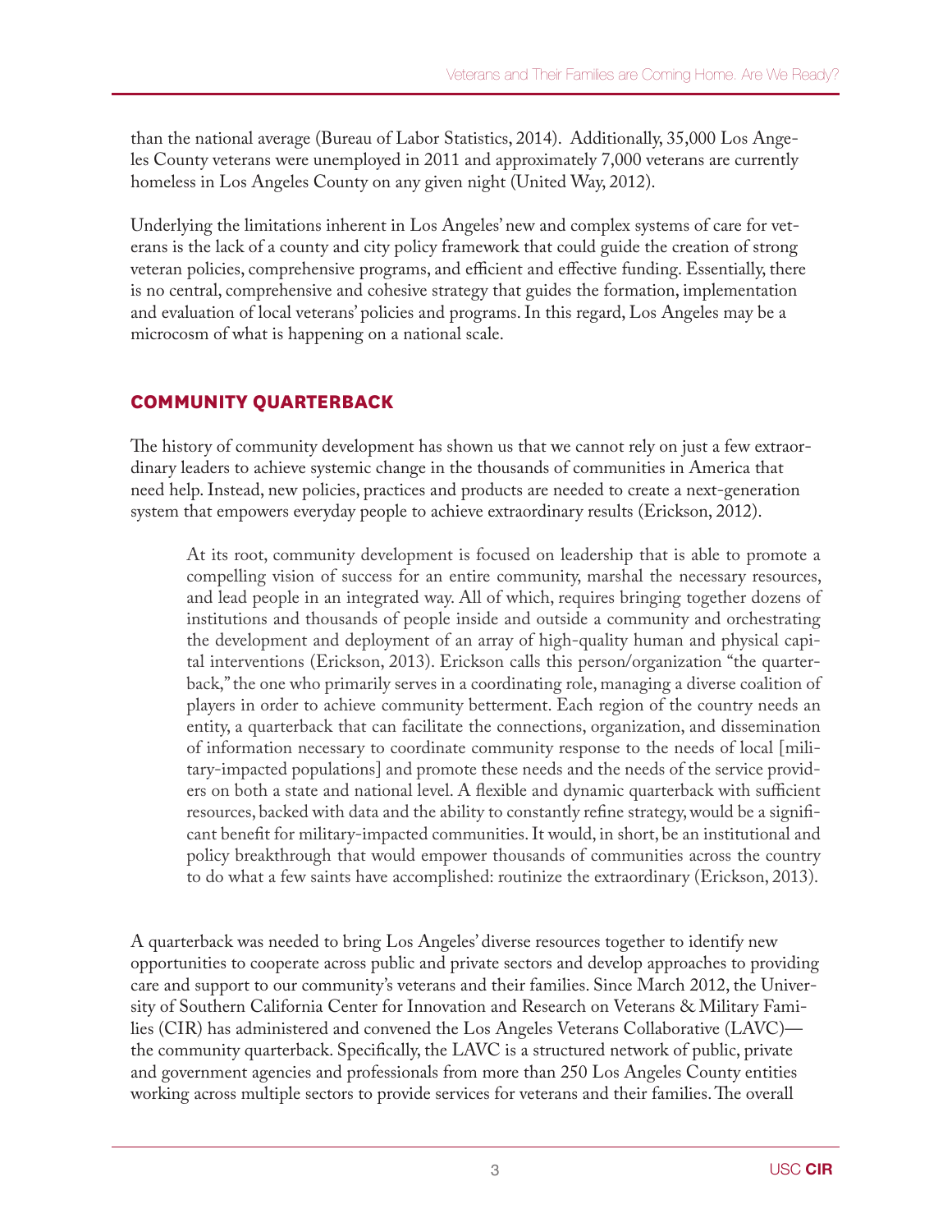than the national average (Bureau of Labor Statistics, 2014). Additionally, 35,000 Los Angeles County veterans were unemployed in 2011 and approximately 7,000 veterans are currently homeless in Los Angeles County on any given night (United Way, 2012).

Underlying the limitations inherent in Los Angeles' new and complex systems of care for veterans is the lack of a county and city policy framework that could guide the creation of strong veteran policies, comprehensive programs, and efficient and effective funding. Essentially, there is no central, comprehensive and cohesive strategy that guides the formation, implementation and evaluation of local veterans' policies and programs. In this regard, Los Angeles may be a microcosm of what is happening on a national scale.

## COMMUNITY QUARTERBACK

The history of community development has shown us that we cannot rely on just a few extraordinary leaders to achieve systemic change in the thousands of communities in America that need help. Instead, new policies, practices and products are needed to create a next-generation system that empowers everyday people to achieve extraordinary results (Erickson, 2012).

> At its root, community development is focused on leadership that is able to promote a compelling vision of success for an entire community, marshal the necessary resources, and lead people in an integrated way. All of which, requires bringing together dozens of institutions and thousands of people inside and outside a community and orchestrating the development and deployment of an array of high-quality human and physical capital interventions (Erickson, 2013). Erickson calls this person/organization "the quarterback," the one who primarily serves in a coordinating role, managing a diverse coalition of players in order to achieve community betterment. Each region of the country needs an entity, a quarterback that can facilitate the connections, organization, and dissemination of information necessary to coordinate community response to the needs of local [military-impacted populations] and promote these needs and the needs of the service providers on both a state and national level. A flexible and dynamic quarterback with sufficient resources, backed with data and the ability to constantly refine strategy, would be a significant benefit for military-impacted communities. It would, in short, be an institutional and policy breakthrough that would empower thousands of communities across the country to do what a few saints have accomplished: routinize the extraordinary (Erickson, 2013).

A quarterback was needed to bring Los Angeles' diverse resources together to identify new opportunities to cooperate across public and private sectors and develop approaches to providing care and support to our community's veterans and their families. Since March 2012, the University of Southern California Center for Innovation and Research on Veterans & Military Families (CIR) has administered and convened the Los Angeles Veterans Collaborative (LAVC)—the community quarterback. Specifically, the LAVC is a structured network of public, private and government agencies and professionals from more than 250 Los Angeles County entities working across multiple sectors to provide services for veterans and their families. The overall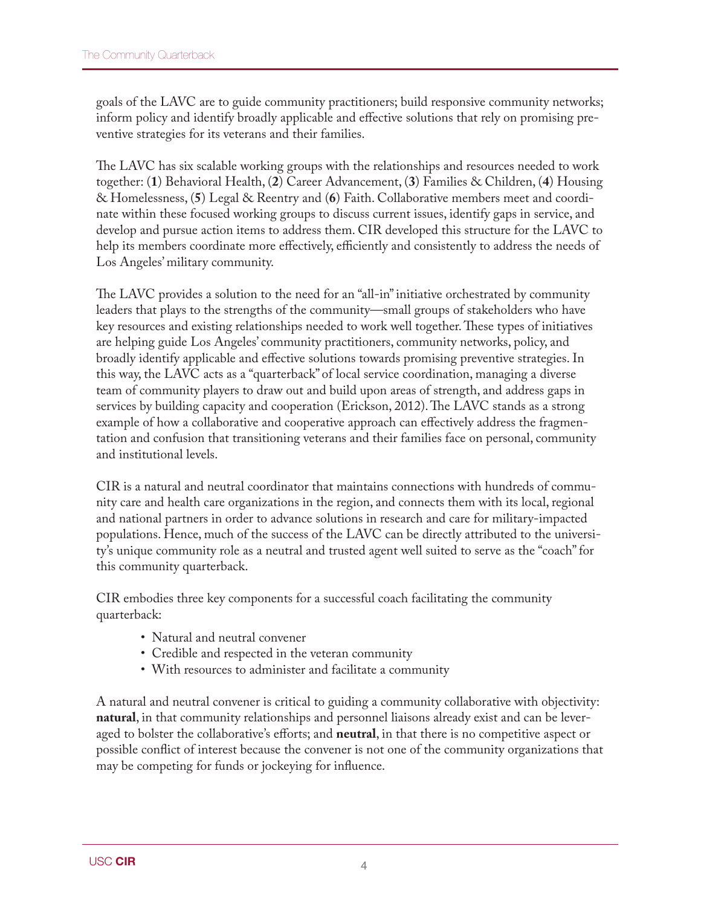goals of the LAVC are to guide community practitioners; build responsive community networks; inform policy and identify broadly applicable and effective solutions that rely on promising preventive strategies for its veterans and their families.

The LAVC has six scalable working groups with the relationships and resources needed to work together: (**1**) Behavioral Health, (**2**) Career Advancement, (**3**) Families & Children, (**4**) Housing & Homelessness, (**5**) Legal & Reentry and (**6**) Faith. Collaborative members meet and coordinate within these focused working groups to discuss current issues, identify gaps in service, and develop and pursue action items to address them. CIR developed this structure for the LAVC to help its members coordinate more effectively, efficiently and consistently to address the needs of Los Angeles' military community.

The LAVC provides a solution to the need for an "all-in" initiative orchestrated by community leaders that plays to the strengths of the community—small groups of stakeholders who have key resources and existing relationships needed to work well together. These types of initiatives are helping guide Los Angeles' community practitioners, community networks, policy, and broadly identify applicable and effective solutions towards promising preventive strategies. In this way, the LAVC acts as a "quarterback" of local service coordination, managing a diverse team of community players to draw out and build upon areas of strength, and address gaps in services by building capacity and cooperation (Erickson, 2012). The LAVC stands as a strong example of how a collaborative and cooperative approach can effectively address the fragmentation and confusion that transitioning veterans and their families face on personal, community and institutional levels.

CIR is a natural and neutral coordinator that maintains connections with hundreds of community care and health care organizations in the region, and connects them with its local, regional and national partners in order to advance solutions in research and care for military-impacted populations. Hence, much of the success of the LAVC can be directly attributed to the university's unique community role as a neutral and trusted agent well suited to serve as the "coach" for this community quarterback.

CIR embodies three key components for a successful coach facilitating the community quarterback:

- Natural and neutral convener
- Credible and respected in the veteran community
- With resources to administer and facilitate a community

A natural and neutral convener is critical to guiding a community collaborative with objectivity: **natural**, in that community relationships and personnel liaisons already exist and can be leveraged to bolster the collaborative's efforts; and **neutral**, in that there is no competitive aspect or possible conflict of interest because the convener is not one of the community organizations that may be competing for funds or jockeying for influence.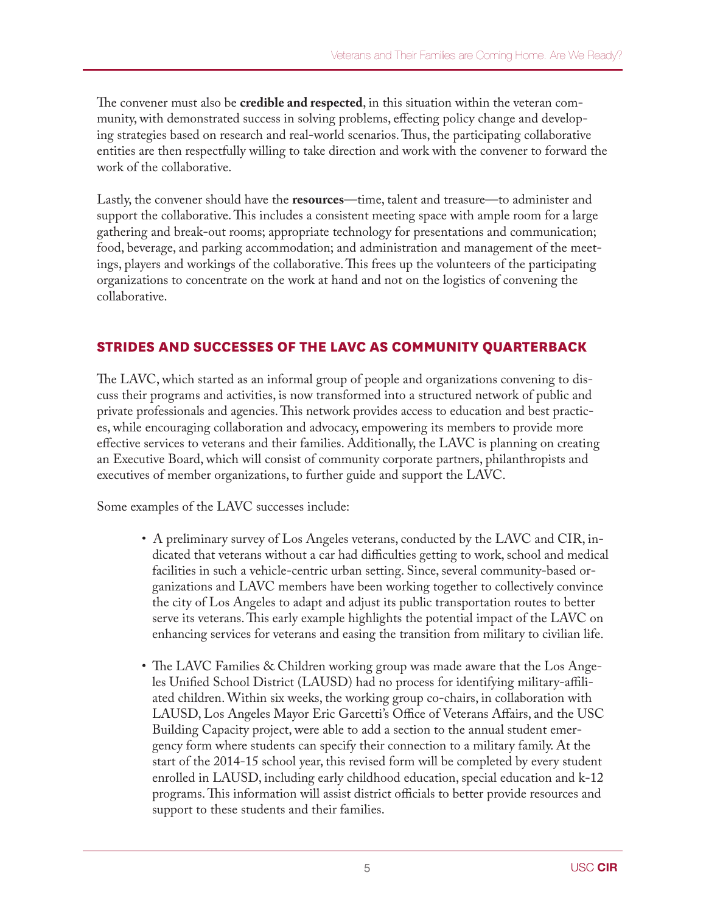The convener must also be **credible and respected**, in this situation within the veteran community, with demonstrated success in solving problems, effecting policy change and developing strategies based on research and real-world scenarios. Thus, the participating collaborative entities are then respectfully willing to take direction and work with the convener to forward the work of the collaborative.

Lastly, the convener should have the **resources**—time, talent and treasure—to administer and support the collaborative. This includes a consistent meeting space with ample room for a large gathering and break-out rooms; appropriate technology for presentations and communication; food, beverage, and parking accommodation; and administration and management of the meetings, players and workings of the collaborative. This frees up the volunteers of the participating organizations to concentrate on the work at hand and not on the logistics of convening the collaborative.

## STRIDES AND SUCCESSES OF THE LAVC AS COMMUNITY QUARTERBACK

The LAVC, which started as an informal group of people and organizations convening to discuss their programs and activities, is now transformed into a structured network of public and private professionals and agencies. This network provides access to education and best practices, while encouraging collaboration and advocacy, empowering its members to provide more effective services to veterans and their families. Additionally, the LAVC is planning on creating an Executive Board, which will consist of community corporate partners, philanthropists and executives of member organizations, to further guide and support the LAVC.

Some examples of the LAVC successes include:

- A preliminary survey of Los Angeles veterans, conducted by the LAVC and CIR, indicated that veterans without a car had difficulties getting to work, school and medical facilities in such a vehicle-centric urban setting. Since, several community-based organizations and LAVC members have been working together to collectively convince the city of Los Angeles to adapt and adjust its public transportation routes to better serve its veterans. This early example highlights the potential impact of the LAVC on enhancing services for veterans and easing the transition from military to civilian life.

- The LAVC Families & Children working group was made aware that the Los Angeles Unified School District (LAUSD) had no process for identifying military-affiliated children. Within six weeks, the working group co-chairs, in collaboration with LAUSD, Los Angeles Mayor Eric Garcetti's Office of Veterans Affairs, and the USC Building Capacity project, were able to add a section to the annual student emergency form where students can specify their connection to a military family. At the start of the 2014-15 school year, this revised form will be completed by every student enrolled in LAUSD, including early childhood education, special education and k-12 programs. This information will assist district officials to better provide resources and support to these students and their families.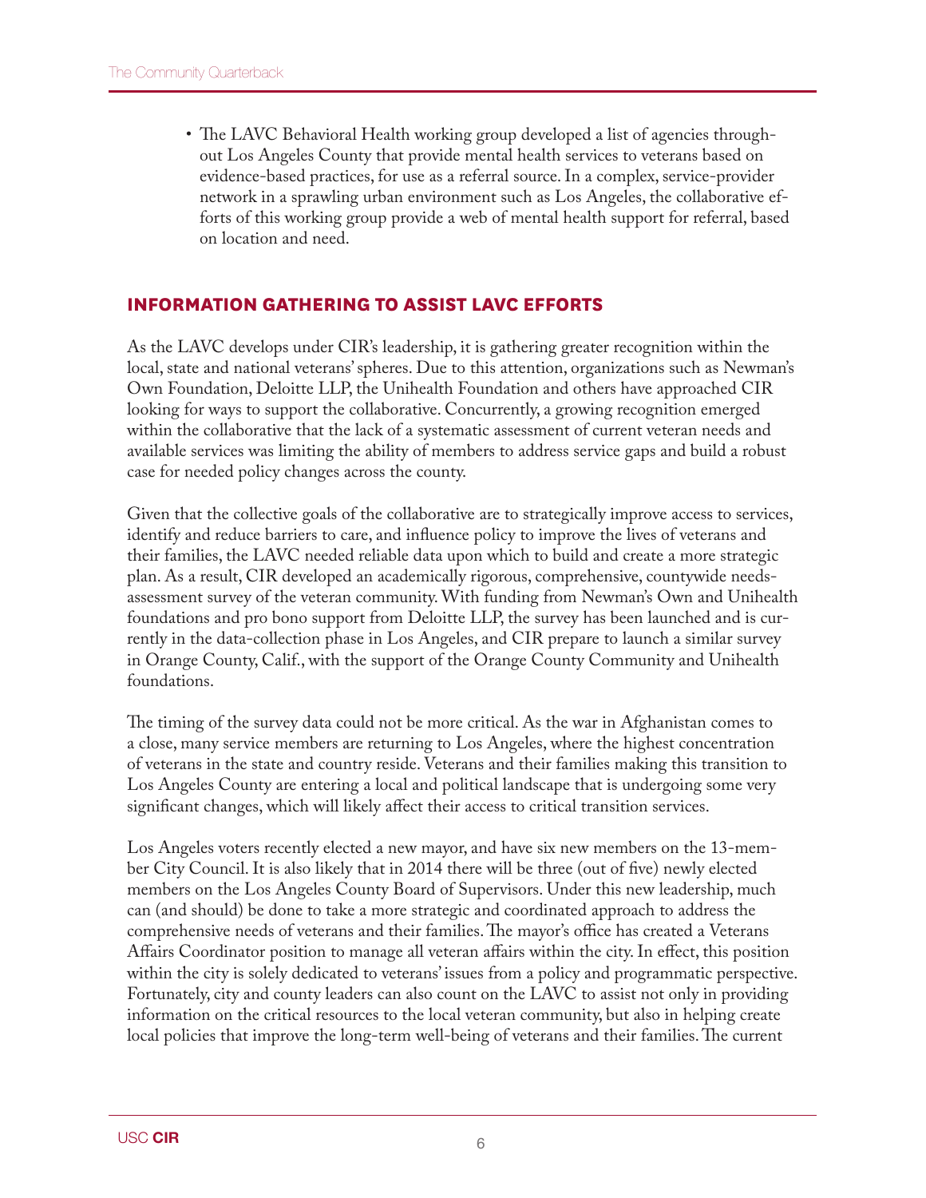- The LAVC Behavioral Health working group developed a list of agencies throughout Los Angeles County that provide mental health services to veterans based on evidence-based practices, for use as a referral source. In a complex, service-provider network in a sprawling urban environment such as Los Angeles, the collaborative efforts of this working group provide a web of mental health support for referral, based on location and need.

## INFORMATION GATHERING TO ASSIST LAVC EFFORTS

As the LAVC develops under CIR's leadership, it is gathering greater recognition within the local, state and national veterans' spheres. Due to this attention, organizations such as Newman's Own Foundation, Deloitte LLP, the Unihealth Foundation and others have approached CIR looking for ways to support the collaborative. Concurrently, a growing recognition emerged within the collaborative that the lack of a systematic assessment of current veteran needs and available services was limiting the ability of members to address service gaps and build a robust case for needed policy changes across the county.

Given that the collective goals of the collaborative are to strategically improve access to services, identify and reduce barriers to care, and influence policy to improve the lives of veterans and their families, the LAVC needed reliable data upon which to build and create a more strategic plan. As a result, CIR developed an academically rigorous, comprehensive, countywide needs-assessment survey of the veteran community. With funding from Newman's Own and Unihealth foundations and pro bono support from Deloitte LLP, the survey has been launched and is currently in the data-collection phase in Los Angeles, and CIR prepare to launch a similar survey in Orange County, Calif., with the support of the Orange County Community and Unihealth foundations.

The timing of the survey data could not be more critical. As the war in Afghanistan comes to a close, many service members are returning to Los Angeles, where the highest concentration of veterans in the state and country reside. Veterans and their families making this transition to Los Angeles County are entering a local and political landscape that is undergoing some very significant changes, which will likely affect their access to critical transition services.

Los Angeles voters recently elected a new mayor, and have six new members on the 13-member City Council. It is also likely that in 2014 there will be three (out of five) newly elected members on the Los Angeles County Board of Supervisors. Under this new leadership, much can (and should) be done to take a more strategic and coordinated approach to address the comprehensive needs of veterans and their families. The mayor's office has created a Veterans Affairs Coordinator position to manage all veteran affairs within the city. In effect, this position within the city is solely dedicated to veterans' issues from a policy and programmatic perspective. Fortunately, city and county leaders can also count on the LAVC to assist not only in providing information on the critical resources to the local veteran community, but also in helping create local policies that improve the long-term well-being of veterans and their families. The current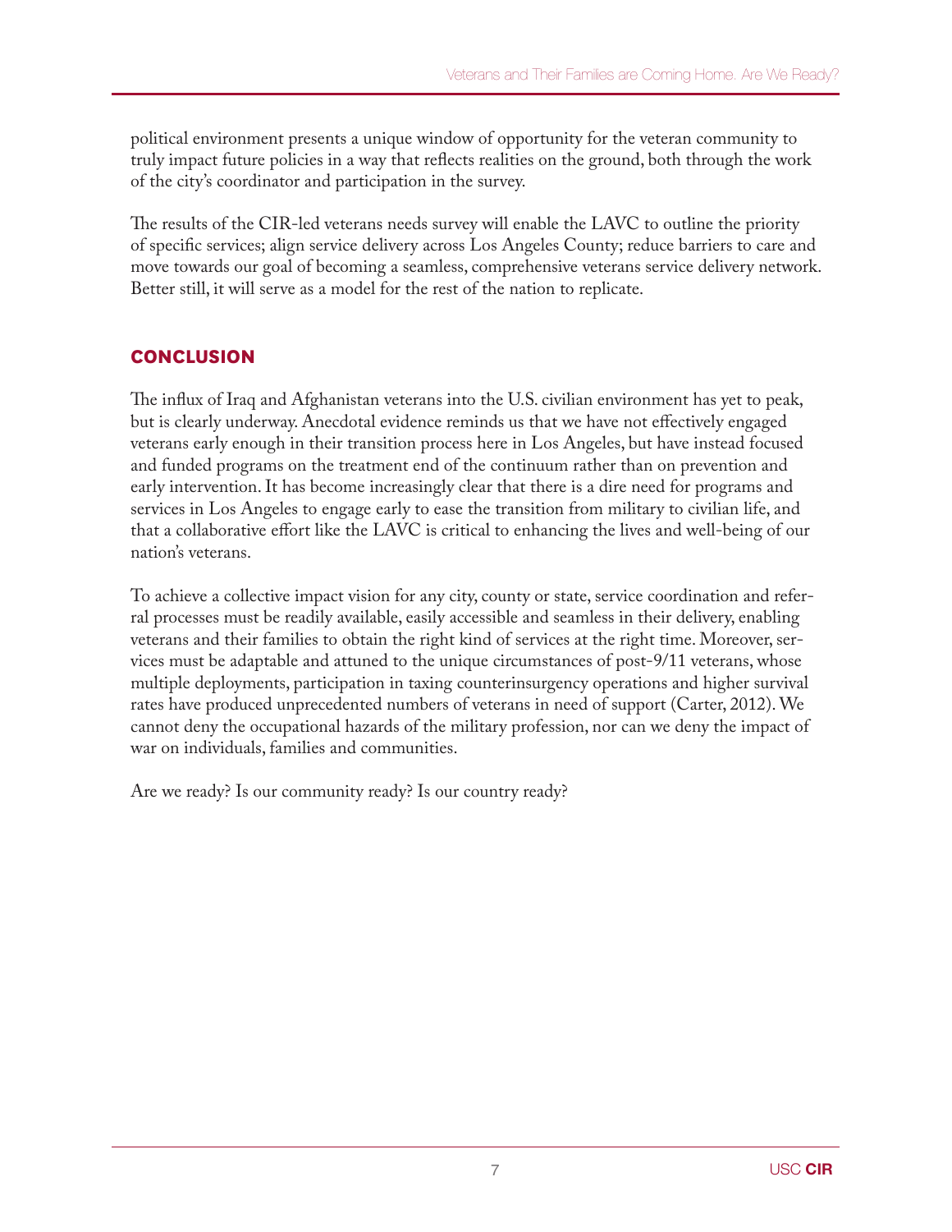political environment presents a unique window of opportunity for the veteran community to truly impact future policies in a way that reflects realities on the ground, both through the work of the city's coordinator and participation in the survey.

The results of the CIR-led veterans needs survey will enable the LAVC to outline the priority of specific services; align service delivery across Los Angeles County; reduce barriers to care and move towards our goal of becoming a seamless, comprehensive veterans service delivery network. Better still, it will serve as a model for the rest of the nation to replicate.

## CONCLUSION

The influx of Iraq and Afghanistan veterans into the U.S. civilian environment has yet to peak, but is clearly underway. Anecdotal evidence reminds us that we have not effectively engaged veterans early enough in their transition process here in Los Angeles, but have instead focused and funded programs on the treatment end of the continuum rather than on prevention and early intervention. It has become increasingly clear that there is a dire need for programs and services in Los Angeles to engage early to ease the transition from military to civilian life, and that a collaborative effort like the LAVC is critical to enhancing the lives and well-being of our nation's veterans.

To achieve a collective impact vision for any city, county or state, service coordination and referral processes must be readily available, easily accessible and seamless in their delivery, enabling veterans and their families to obtain the right kind of services at the right time. Moreover, services must be adaptable and attuned to the unique circumstances of post-9/11 veterans, whose multiple deployments, participation in taxing counterinsurgency operations and higher survival rates have produced unprecedented numbers of veterans in need of support (Carter, 2012). We cannot deny the occupational hazards of the military profession, nor can we deny the impact of war on individuals, families and communities.

Are we ready? Is our community ready? Is our country ready?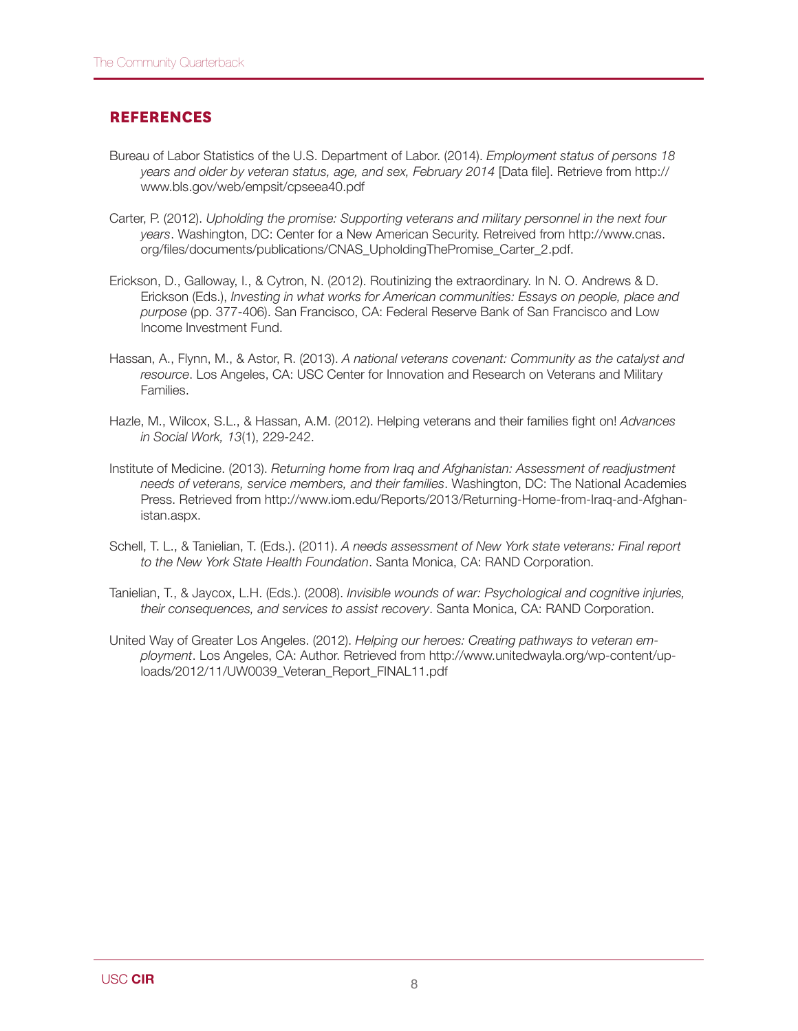## REFERENCES

Bureau of Labor Statistics of the U.S. Department of Labor. (2014). *Employment status of persons 18 years and older by veteran status, age, and sex, February 2014* [Data file]. Retrieve from http://www.bls.gov/web/empsit/cpseea40.pdf

Carter, P. (2012). *Upholding the promise: Supporting veterans and military personnel in the next four years*. Washington, DC: Center for a New American Security. Retreived from http://www.cnas.org/files/documents/publications/CNAS_UpholdingThePromise_Carter_2.pdf.

Erickson, D., Galloway, I., & Cytron, N. (2012). Routinizing the extraordinary. In N. O. Andrews & D. Erickson (Eds.), *Investing in what works for American communities: Essays on people, place and purpose* (pp. 377-406). San Francisco, CA: Federal Reserve Bank of San Francisco and Low Income Investment Fund.

Hassan, A., Flynn, M., & Astor, R. (2013). *A national veterans covenant: Community as the catalyst and resource*. Los Angeles, CA: USC Center for Innovation and Research on Veterans and Military Families.

Hazle, M., Wilcox, S.L., & Hassan, A.M. (2012). Helping veterans and their families fight on! *Advances in Social Work, 13*(1), 229-242.

Institute of Medicine. (2013). *Returning home from Iraq and Afghanistan: Assessment of readjustment needs of veterans, service members, and their families*. Washington, DC: The National Academies Press. Retrieved from http://www.iom.edu/Reports/2013/Returning-Home-from-Iraq-and-Afghanistan.aspx.

Schell, T. L., & Tanielian, T. (Eds.). (2011). *A needs assessment of New York state veterans: Final report to the New York State Health Foundation*. Santa Monica, CA: RAND Corporation.

Tanielian, T., & Jaycox, L.H. (Eds.). (2008). *Invisible wounds of war: Psychological and cognitive injuries, their consequences, and services to assist recovery*. Santa Monica, CA: RAND Corporation.

United Way of Greater Los Angeles. (2012). *Helping our heroes: Creating pathways to veteran employment*. Los Angeles, CA: Author. Retrieved from http://www.unitedwayla.org/wp-content/uploads/2012/11/UW0039_Veteran_Report_FINAL11.pdf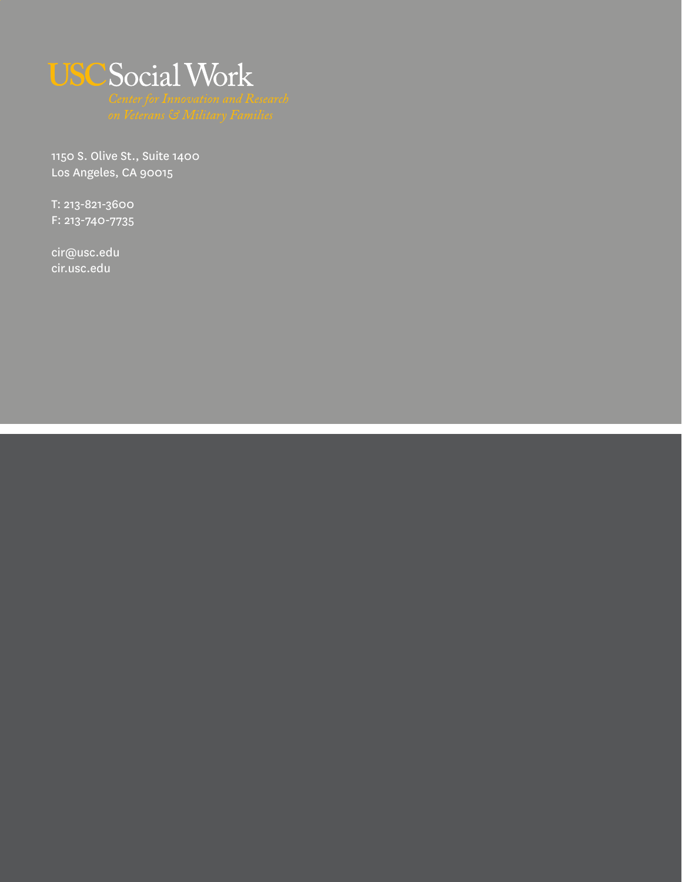**USC Social Work**

*Center for Innovation and Research on Veterans & Military Families*

1150 S. Olive St., Suite 1400
Los Angeles, CA 90015

T: 213-821-3600
F: 213-740-7735

cir@usc.edu
cir.usc.edu